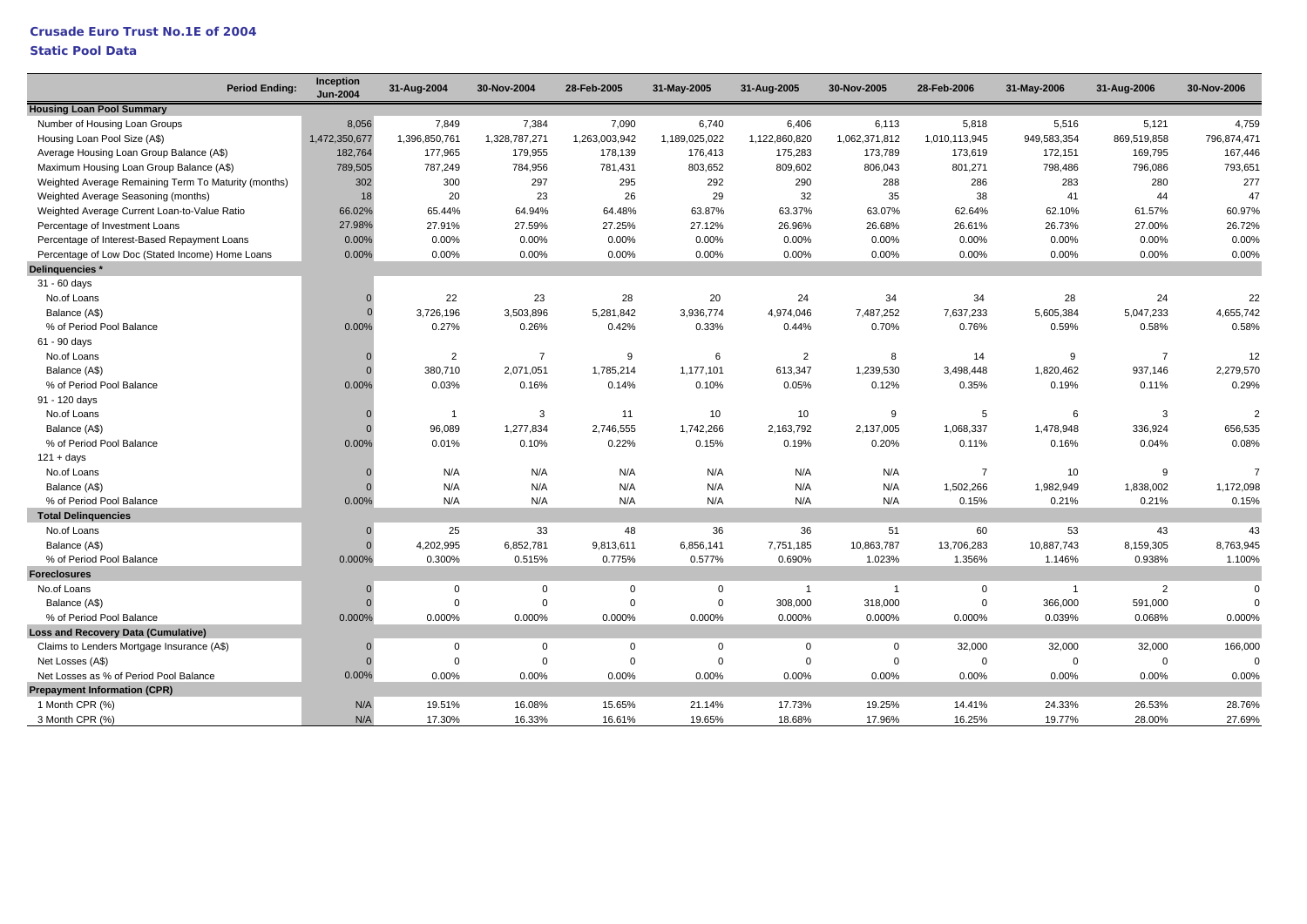# Crusade Euro Trust No.1E of 2004

## Static Pool Data

| Period Ending: | Inception Jun-2004 | 31-Aug-2004 | 30-Nov-2004 | 28-Feb-2005 | 31-May-2005 | 31-Aug-2005 | 30-Nov-2005 | 28-Feb-2006 | 31-May-2006 | 31-Aug-2006 | 30-Nov-2006 |
|---|---|---|---|---|---|---|---|---|---|---|---|
| **Housing Loan Pool Summary** | | | | | | | | | | | |
| Number of Housing Loan Groups | 8,056 | 7,849 | 7,384 | 7,090 | 6,740 | 6,406 | 6,113 | 5,818 | 5,516 | 5,121 | 4,759 |
| Housing Loan Pool Size (A$) | 1,472,350,677 | 1,396,850,761 | 1,328,787,271 | 1,263,003,942 | 1,189,025,022 | 1,122,860,820 | 1,062,371,812 | 1,010,113,945 | 949,583,354 | 869,519,858 | 796,874,471 |
| Average Housing Loan Group Balance (A$) | 182,764 | 177,965 | 179,955 | 178,139 | 176,413 | 175,283 | 173,789 | 173,619 | 172,151 | 169,795 | 167,446 |
| Maximum Housing Loan Group Balance (A$) | 789,505 | 787,249 | 784,956 | 781,431 | 803,652 | 809,602 | 806,043 | 801,271 | 798,486 | 796,086 | 793,651 |
| Weighted Average Remaining Term To Maturity (months) | 302 | 300 | 297 | 295 | 292 | 290 | 288 | 286 | 283 | 280 | 277 |
| Weighted Average Seasoning (months) | 18 | 20 | 23 | 26 | 29 | 32 | 35 | 38 | 41 | 44 | 47 |
| Weighted Average Current Loan-to-Value Ratio | 66.02% | 65.44% | 64.94% | 64.48% | 63.87% | 63.37% | 63.07% | 62.64% | 62.10% | 61.57% | 60.97% |
| Percentage of Investment Loans | 27.98% | 27.91% | 27.59% | 27.25% | 27.12% | 26.96% | 26.68% | 26.61% | 26.73% | 27.00% | 26.72% |
| Percentage of Interest-Based Repayment Loans | 0.00% | 0.00% | 0.00% | 0.00% | 0.00% | 0.00% | 0.00% | 0.00% | 0.00% | 0.00% | 0.00% |
| Percentage of Low Doc (Stated Income) Home Loans | 0.00% | 0.00% | 0.00% | 0.00% | 0.00% | 0.00% | 0.00% | 0.00% | 0.00% | 0.00% | 0.00% |
| **Delinquencies \*** | | | | | | | | | | | |
| 31 - 60 days | | | | | | | | | | | |
| No.of Loans | 0 | 22 | 23 | 28 | 20 | 24 | 34 | 34 | 28 | 24 | 22 |
| Balance (A$) | 0 | 3,726,196 | 3,503,896 | 5,281,842 | 3,936,774 | 4,974,046 | 7,487,252 | 7,637,233 | 5,605,384 | 5,047,233 | 4,655,742 |
| % of Period Pool Balance | 0.00% | 0.27% | 0.26% | 0.42% | 0.33% | 0.44% | 0.70% | 0.76% | 0.59% | 0.58% | 0.58% |
| 61 - 90 days | | | | | | | | | | | |
| No.of Loans | 0 | 2 | 7 | 9 | 6 | 2 | 8 | 14 | 9 | 7 | 12 |
| Balance (A$) | 0 | 380,710 | 2,071,051 | 1,785,214 | 1,177,101 | 613,347 | 1,239,530 | 3,498,448 | 1,820,462 | 937,146 | 2,279,570 |
| % of Period Pool Balance | 0.00% | 0.03% | 0.16% | 0.14% | 0.10% | 0.05% | 0.12% | 0.35% | 0.19% | 0.11% | 0.29% |
| 91 - 120 days | | | | | | | | | | | |
| No.of Loans | 0 | 1 | 3 | 11 | 10 | 10 | 9 | 5 | 6 | 3 | 2 |
| Balance (A$) | 0 | 96,089 | 1,277,834 | 2,746,555 | 1,742,266 | 2,163,792 | 2,137,005 | 1,068,337 | 1,478,948 | 336,924 | 656,535 |
| % of Period Pool Balance | 0.00% | 0.01% | 0.10% | 0.22% | 0.15% | 0.19% | 0.20% | 0.11% | 0.16% | 0.04% | 0.08% |
| 121 + days | | | | | | | | | | | |
| No.of Loans | 0 | N/A | N/A | N/A | N/A | N/A | N/A | 7 | 10 | 9 | 7 |
| Balance (A$) | 0 | N/A | N/A | N/A | N/A | N/A | N/A | 1,502,266 | 1,982,949 | 1,838,002 | 1,172,098 |
| % of Period Pool Balance | 0.00% | N/A | N/A | N/A | N/A | N/A | N/A | 0.15% | 0.21% | 0.21% | 0.15% |
| **Total Delinquencies** | | | | | | | | | | | |
| No.of Loans | 0 | 25 | 33 | 48 | 36 | 36 | 51 | 60 | 53 | 43 | 43 |
| Balance (A$) | 0 | 4,202,995 | 6,852,781 | 9,813,611 | 6,856,141 | 7,751,185 | 10,863,787 | 13,706,283 | 10,887,743 | 8,159,305 | 8,763,945 |
| % of Period Pool Balance | 0.000% | 0.300% | 0.515% | 0.775% | 0.577% | 0.690% | 1.023% | 1.356% | 1.146% | 0.938% | 1.100% |
| **Foreclosures** | | | | | | | | | | | |
| No.of Loans | 0 | 0 | 0 | 0 | 0 | 1 | 1 | 0 | 1 | 2 | 0 |
| Balance (A$) | 0 | 0 | 0 | 0 | 0 | 308,000 | 318,000 | 0 | 366,000 | 591,000 | 0 |
| % of Period Pool Balance | 0.000% | 0.000% | 0.000% | 0.000% | 0.000% | 0.000% | 0.000% | 0.000% | 0.039% | 0.068% | 0.000% |
| **Loss and Recovery Data (Cumulative)** | | | | | | | | | | | |
| Claims to Lenders Mortgage Insurance (A$) | 0 | 0 | 0 | 0 | 0 | 0 | 0 | 32,000 | 32,000 | 32,000 | 166,000 |
| Net Losses (A$) | 0 | 0 | 0 | 0 | 0 | 0 | 0 | 0 | 0 | 0 | 0 |
| Net Losses as % of Period Pool Balance | 0.00% | 0.00% | 0.00% | 0.00% | 0.00% | 0.00% | 0.00% | 0.00% | 0.00% | 0.00% | 0.00% |
| **Prepayment Information (CPR)** | | | | | | | | | | | |
| 1 Month CPR (%) | N/A | 19.51% | 16.08% | 15.65% | 21.14% | 17.73% | 19.25% | 14.41% | 24.33% | 26.53% | 28.76% |
| 3 Month CPR (%) | N/A | 17.30% | 16.33% | 16.61% | 19.65% | 18.68% | 17.96% | 16.25% | 19.77% | 28.00% | 27.69% |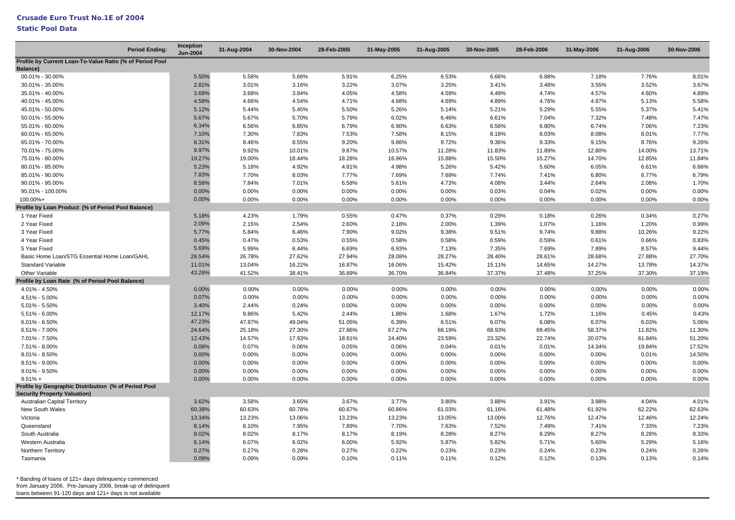# Crusade Euro Trust No.1E of 2004

## Static Pool Data

| Period Ending: | Inception Jun-2004 | 31-Aug-2004 | 30-Nov-2004 | 28-Feb-2005 | 31-May-2005 | 31-Aug-2005 | 30-Nov-2005 | 28-Feb-2006 | 31-May-2006 | 31-Aug-2006 | 30-Nov-2006 |
|---|---|---|---|---|---|---|---|---|---|---|---|
| **Profile by Current Loan-To-Value Ratio (% of Period Pool Balance)** | | | | | | | | | | | |
| 00.01% - 30.00% | 5.50% | 5.58% | 5.66% | 5.91% | 6.25% | 6.53% | 6.66% | 6.88% | 7.18% | 7.76% | 8.01% |
| 30.01% - 35.00% | 2.81% | 3.01% | 3.16% | 3.22% | 3.07% | 3.25% | 3.41% | 3.48% | 3.55% | 3.52% | 3.67% |
| 35.01% - 40.00% | 3.69% | 3.68% | 3.84% | 4.05% | 4.58% | 4.59% | 4.49% | 4.74% | 4.57% | 4.60% | 4.89% |
| 40.01% - 45.00% | 4.58% | 4.66% | 4.54% | 4.71% | 4.68% | 4.69% | 4.89% | 4.76% | 4.87% | 5.13% | 5.58% |
| 45.01% - 50.00% | 5.12% | 5.44% | 5.45% | 5.50% | 5.26% | 5.14% | 5.21% | 5.29% | 5.55% | 5.37% | 5.41% |
| 50.01% - 55.00% | 5.67% | 5.67% | 5.70% | 5.79% | 6.02% | 6.46% | 6.61% | 7.04% | 7.32% | 7.48% | 7.47% |
| 55.01% - 60.00% | 6.34% | 6.56% | 6.85% | 6.79% | 6.90% | 6.63% | 6.56% | 6.80% | 6.74% | 7.06% | 7.23% |
| 60.01% - 65.00% | 7.10% | 7.30% | 7.83% | 7.53% | 7.58% | 8.15% | 8.18% | 8.03% | 8.08% | 8.01% | 7.77% |
| 65.01% - 70.00% | 8.31% | 8.46% | 8.55% | 9.20% | 9.86% | 9.72% | 9.36% | 9.33% | 9.15% | 8.76% | 9.26% |
| 70.01% - 75.00% | 9.97% | 9.92% | 10.01% | 9.87% | 10.57% | 11.28% | 11.83% | 11.89% | 12.80% | 14.00% | 13.71% |
| 75.01% - 80.00% | 19.27% | 19.00% | 18.44% | 18.28% | 16.96% | 15.88% | 15.50% | 15.27% | 14.70% | 12.85% | 11.84% |
| 80.01% - 85.00% | 5.23% | 5.18% | 4.92% | 4.81% | 4.98% | 5.26% | 5.42% | 5.60% | 6.05% | 6.61% | 6.66% |
| 85.01% - 90.00% | 7.83% | 7.70% | 8.03% | 7.77% | 7.69% | 7.69% | 7.74% | 7.41% | 6.80% | 6.77% | 6.79% |
| 90.01% - 95.00% | 8.58% | 7.84% | 7.01% | 6.58% | 5.61% | 4.73% | 4.08% | 3.44% | 2.64% | 2.08% | 1.70% |
| 95.01% - 100.00% | 0.00% | 0.00% | 0.00% | 0.00% | 0.00% | 0.00% | 0.03% | 0.04% | 0.02% | 0.00% | 0.00% |
| 100.00%+ | 0.00% | 0.00% | 0.00% | 0.00% | 0.00% | 0.00% | 0.00% | 0.00% | 0.00% | 0.00% | 0.00% |
| **Profile by Loan Product (% of Period Pool Balance)** | | | | | | | | | | | |
| 1 Year Fixed | 5.18% | 4.23% | 1.79% | 0.55% | 0.47% | 0.37% | 0.29% | 0.18% | 0.26% | 0.34% | 0.27% |
| 2 Year Fixed | 2.09% | 2.15% | 2.54% | 2.60% | 2.18% | 2.00% | 1.39% | 1.07% | 1.16% | 1.20% | 0.99% |
| 3 Year Fixed | 5.77% | 5.84% | 6.46% | 7.90% | 9.02% | 9.38% | 9.51% | 9.74% | 9.88% | 10.26% | 9.22% |
| 4 Year Fixed | 0.45% | 0.47% | 0.53% | 0.55% | 0.58% | 0.58% | 0.59% | 0.59% | 0.61% | 0.66% | 0.83% |
| 5 Year Fixed | 5.69% | 5.99% | 6.44% | 6.69% | 6.93% | 7.13% | 7.35% | 7.69% | 7.89% | 8.57% | 9.44% |
| Basic Home Loan/STG Essential Home Loan/GAHL | 26.54% | 26.78% | 27.62% | 27.94% | 28.08% | 28.27% | 28.40% | 28.61% | 28.68% | 27.88% | 27.70% |
| Standard Variable | 11.01% | 13.04% | 16.22% | 16.87% | 16.06% | 15.42% | 15.11% | 14.65% | 14.27% | 13.78% | 14.37% |
| Other Variable | 43.28% | 41.52% | 38.41% | 36.89% | 36.70% | 36.84% | 37.37% | 37.48% | 37.25% | 37.30% | 37.19% |
| **Profile by Loan Rate (% of Period Pool Balance)** | | | | | | | | | | | |
| 4.01% - 4.50% | 0.00% | 0.00% | 0.00% | 0.00% | 0.00% | 0.00% | 0.00% | 0.00% | 0.00% | 0.00% | 0.00% |
| 4.51% - 5.00% | 0.07% | 0.00% | 0.00% | 0.00% | 0.00% | 0.00% | 0.00% | 0.00% | 0.00% | 0.00% | 0.00% |
| 5.01% - 5.50% | 3.40% | 2.44% | 0.24% | 0.00% | 0.00% | 0.00% | 0.00% | 0.00% | 0.00% | 0.00% | 0.00% |
| 5.51% - 6.00% | 12.17% | 9.86% | 5.42% | 2.44% | 1.88% | 1.68% | 1.67% | 1.72% | 1.16% | 0.45% | 0.43% |
| 6.01% - 6.50% | 47.23% | 47.87% | 49.04% | 51.05% | 6.39% | 6.51% | 6.07% | 6.08% | 6.07% | 6.03% | 5.06% |
| 6.51% - 7.00% | 24.64% | 25.18% | 27.30% | 27.86% | 67.27% | 68.19% | 68.93% | 69.45% | 58.37% | 11.82% | 11.30% |
| 7.01% - 7.50% | 12.43% | 14.57% | 17.93% | 18.61% | 24.40% | 23.59% | 23.32% | 22.74% | 20.07% | 61.84% | 51.20% |
| 7.51% - 8.00% | 0.08% | 0.07% | 0.06% | 0.05% | 0.06% | 0.04% | 0.01% | 0.01% | 14.34% | 19.84% | 17.52% |
| 8.01% - 8.50% | 0.00% | 0.00% | 0.00% | 0.00% | 0.00% | 0.00% | 0.00% | 0.00% | 0.00% | 0.01% | 14.50% |
| 8.51% - 9.00% | 0.00% | 0.00% | 0.00% | 0.00% | 0.00% | 0.00% | 0.00% | 0.00% | 0.00% | 0.00% | 0.00% |
| 9.01% - 9.50% | 0.00% | 0.00% | 0.00% | 0.00% | 0.00% | 0.00% | 0.00% | 0.00% | 0.00% | 0.00% | 0.00% |
| 9.51% + | 0.00% | 0.00% | 0.00% | 0.00% | 0.00% | 0.00% | 0.00% | 0.00% | 0.00% | 0.00% | 0.00% |
| **Profile by Geographic Distribution (% of Period Pool Security Property Valuation)** | | | | | | | | | | | |
| Australian Capital Territory | 3.62% | 3.58% | 3.65% | 3.67% | 3.77% | 3.80% | 3.88% | 3.91% | 3.98% | 4.04% | 4.01% |
| New South Wales | 60.38% | 60.63% | 60.78% | 60.67% | 60.86% | 61.03% | 61.16% | 61.48% | 61.92% | 62.22% | 62.63% |
| Victoria | 13.34% | 13.23% | 13.06% | 13.23% | 13.23% | 13.05% | 13.00% | 12.76% | 12.47% | 12.46% | 12.24% |
| Queensland | 8.14% | 8.10% | 7.95% | 7.89% | 7.70% | 7.63% | 7.52% | 7.49% | 7.41% | 7.33% | 7.23% |
| South Australia | 8.02% | 8.02% | 8.17% | 8.17% | 8.19% | 8.28% | 8.27% | 8.29% | 8.27% | 8.28% | 8.33% |
| Western Australia | 6.14% | 6.07% | 6.02% | 6.00% | 5.92% | 5.87% | 5.82% | 5.71% | 5.60% | 5.29% | 5.16% |
| Northern Territory | 0.27% | 0.27% | 0.28% | 0.27% | 0.22% | 0.23% | 0.23% | 0.24% | 0.23% | 0.24% | 0.26% |
| Tasmania | 0.09% | 0.09% | 0.09% | 0.10% | 0.11% | 0.11% | 0.12% | 0.12% | 0.13% | 0.13% | 0.14% |

* Banding of loans of 121+ days delinquency commenced from January 2006. Pre-January 2006, break-up of delinquent loans between 91-120 days and 121+ days is not available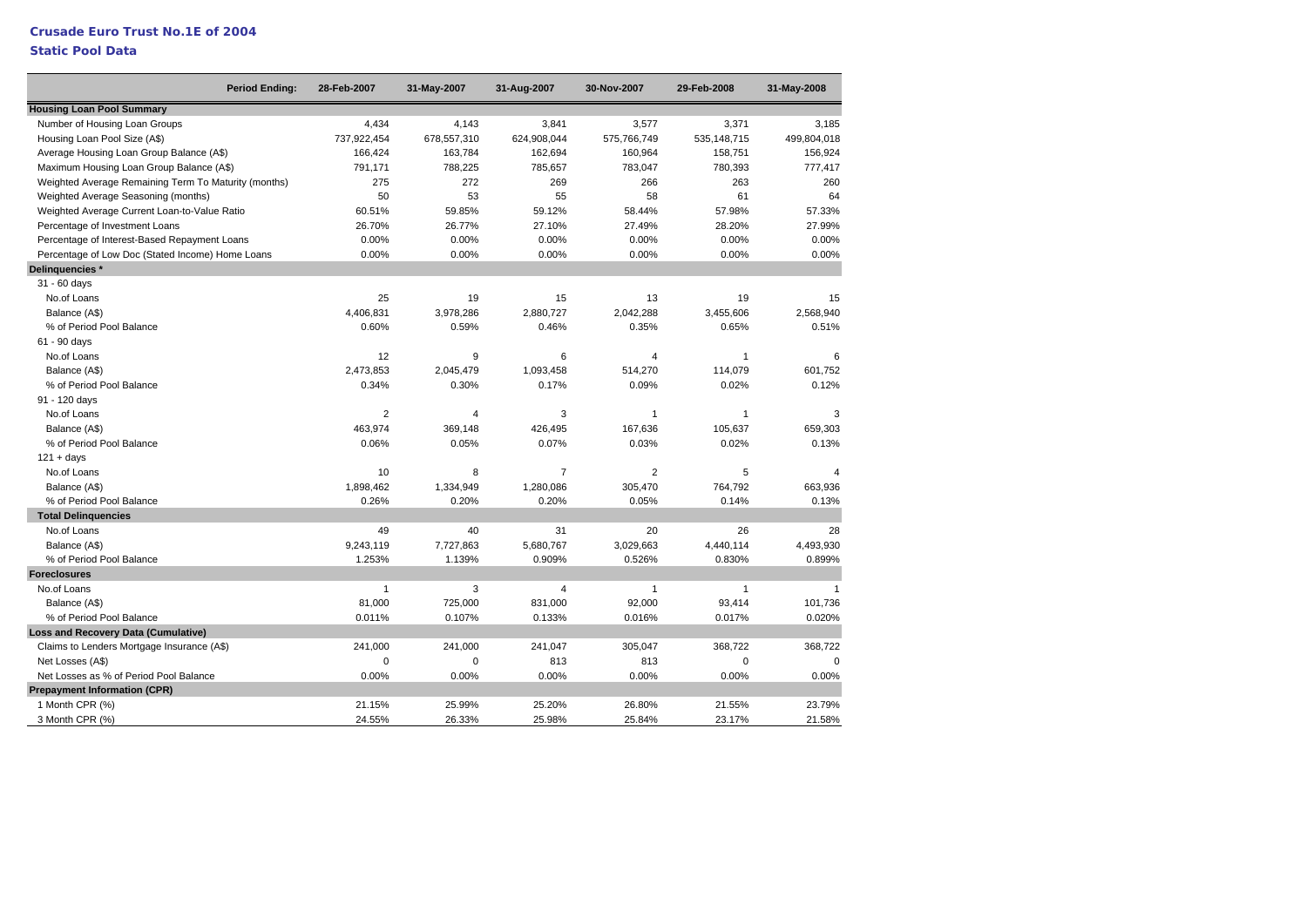# Crusade Euro Trust No.1E of 2004

## Static Pool Data

| Period Ending: | 28-Feb-2007 | 31-May-2007 | 31-Aug-2007 | 30-Nov-2007 | 29-Feb-2008 | 31-May-2008 |
|---|---|---|---|---|---|---|
| **Housing Loan Pool Summary** | | | | | | |
| Number of Housing Loan Groups | 4,434 | 4,143 | 3,841 | 3,577 | 3,371 | 3,185 |
| Housing Loan Pool Size (A$) | 737,922,454 | 678,557,310 | 624,908,044 | 575,766,749 | 535,148,715 | 499,804,018 |
| Average Housing Loan Group Balance (A$) | 166,424 | 163,784 | 162,694 | 160,964 | 158,751 | 156,924 |
| Maximum Housing Loan Group Balance (A$) | 791,171 | 788,225 | 785,657 | 783,047 | 780,393 | 777,417 |
| Weighted Average Remaining Term To Maturity (months) | 275 | 272 | 269 | 266 | 263 | 260 |
| Weighted Average Seasoning (months) | 50 | 53 | 55 | 58 | 61 | 64 |
| Weighted Average Current Loan-to-Value Ratio | 60.51% | 59.85% | 59.12% | 58.44% | 57.98% | 57.33% |
| Percentage of Investment Loans | 26.70% | 26.77% | 27.10% | 27.49% | 28.20% | 27.99% |
| Percentage of Interest-Based Repayment Loans | 0.00% | 0.00% | 0.00% | 0.00% | 0.00% | 0.00% |
| Percentage of Low Doc (Stated Income) Home Loans | 0.00% | 0.00% | 0.00% | 0.00% | 0.00% | 0.00% |
| **Delinquencies *** | | | | | | |
| 31 - 60 days | | | | | | |
| No.of Loans | 25 | 19 | 15 | 13 | 19 | 15 |
| Balance (A$) | 4,406,831 | 3,978,286 | 2,880,727 | 2,042,288 | 3,455,606 | 2,568,940 |
| % of Period Pool Balance | 0.60% | 0.59% | 0.46% | 0.35% | 0.65% | 0.51% |
| 61 - 90 days | | | | | | |
| No.of Loans | 12 | 9 | 6 | 4 | 1 | 6 |
| Balance (A$) | 2,473,853 | 2,045,479 | 1,093,458 | 514,270 | 114,079 | 601,752 |
| % of Period Pool Balance | 0.34% | 0.30% | 0.17% | 0.09% | 0.02% | 0.12% |
| 91 - 120 days | | | | | | |
| No.of Loans | 2 | 4 | 3 | 1 | 1 | 3 |
| Balance (A$) | 463,974 | 369,148 | 426,495 | 167,636 | 105,637 | 659,303 |
| % of Period Pool Balance | 0.06% | 0.05% | 0.07% | 0.03% | 0.02% | 0.13% |
| 121 + days | | | | | | |
| No.of Loans | 10 | 8 | 7 | 2 | 5 | 4 |
| Balance (A$) | 1,898,462 | 1,334,949 | 1,280,086 | 305,470 | 764,792 | 663,936 |
| % of Period Pool Balance | 0.26% | 0.20% | 0.20% | 0.05% | 0.14% | 0.13% |
| **Total Delinquencies** | | | | | | |
| No.of Loans | 49 | 40 | 31 | 20 | 26 | 28 |
| Balance (A$) | 9,243,119 | 7,727,863 | 5,680,767 | 3,029,663 | 4,440,114 | 4,493,930 |
| % of Period Pool Balance | 1.253% | 1.139% | 0.909% | 0.526% | 0.830% | 0.899% |
| **Foreclosures** | | | | | | |
| No.of Loans | 1 | 3 | 4 | 1 | 1 | 1 |
| Balance (A$) | 81,000 | 725,000 | 831,000 | 92,000 | 93,414 | 101,736 |
| % of Period Pool Balance | 0.011% | 0.107% | 0.133% | 0.016% | 0.017% | 0.020% |
| **Loss and Recovery Data (Cumulative)** | | | | | | |
| Claims to Lenders Mortgage Insurance (A$) | 241,000 | 241,000 | 241,047 | 305,047 | 368,722 | 368,722 |
| Net Losses (A$) | 0 | 0 | 813 | 813 | 0 | 0 |
| Net Losses as % of Period Pool Balance | 0.00% | 0.00% | 0.00% | 0.00% | 0.00% | 0.00% |
| **Prepayment Information (CPR)** | | | | | | |
| 1 Month CPR (%) | 21.15% | 25.99% | 25.20% | 26.80% | 21.55% | 23.79% |
| 3 Month CPR (%) | 24.55% | 26.33% | 25.98% | 25.84% | 23.17% | 21.58% |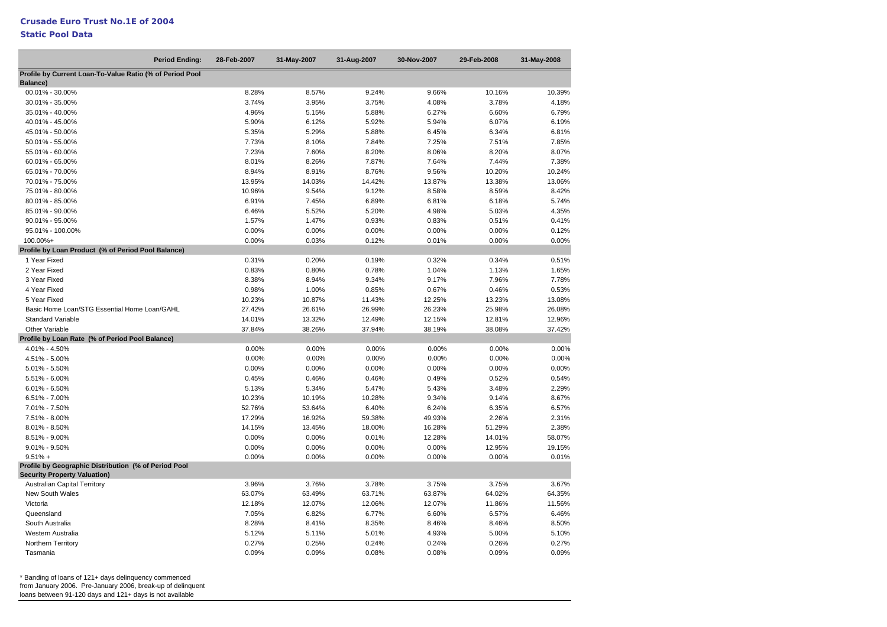**Crusade Euro Trust No.1E of 2004**

**Static Pool Data**

| Period Ending: | 28-Feb-2007 | 31-May-2007 | 31-Aug-2007 | 30-Nov-2007 | 29-Feb-2008 | 31-May-2008 |
|---|---|---|---|---|---|---|
| **Profile by Current Loan-To-Value Ratio (% of Period Pool Balance)** | | | | | | |
| 00.01% - 30.00% | 8.28% | 8.57% | 9.24% | 9.66% | 10.16% | 10.39% |
| 30.01% - 35.00% | 3.74% | 3.95% | 3.75% | 4.08% | 3.78% | 4.18% |
| 35.01% - 40.00% | 4.96% | 5.15% | 5.88% | 6.27% | 6.60% | 6.79% |
| 40.01% - 45.00% | 5.90% | 6.12% | 5.92% | 5.94% | 6.07% | 6.19% |
| 45.01% - 50.00% | 5.35% | 5.29% | 5.88% | 6.45% | 6.34% | 6.81% |
| 50.01% - 55.00% | 7.73% | 8.10% | 7.84% | 7.25% | 7.51% | 7.85% |
| 55.01% - 60.00% | 7.23% | 7.60% | 8.20% | 8.06% | 8.20% | 8.07% |
| 60.01% - 65.00% | 8.01% | 8.26% | 7.87% | 7.64% | 7.44% | 7.38% |
| 65.01% - 70.00% | 8.94% | 8.91% | 8.76% | 9.56% | 10.20% | 10.24% |
| 70.01% - 75.00% | 13.95% | 14.03% | 14.42% | 13.87% | 13.38% | 13.06% |
| 75.01% - 80.00% | 10.96% | 9.54% | 9.12% | 8.58% | 8.59% | 8.42% |
| 80.01% - 85.00% | 6.91% | 7.45% | 6.89% | 6.81% | 6.18% | 5.74% |
| 85.01% - 90.00% | 6.46% | 5.52% | 5.20% | 4.98% | 5.03% | 4.35% |
| 90.01% - 95.00% | 1.57% | 1.47% | 0.93% | 0.83% | 0.51% | 0.41% |
| 95.01% - 100.00% | 0.00% | 0.00% | 0.00% | 0.00% | 0.00% | 0.12% |
| 100.00%+ | 0.00% | 0.03% | 0.12% | 0.01% | 0.00% | 0.00% |
| **Profile by Loan Product (% of Period Pool Balance)** | | | | | | |
| 1 Year Fixed | 0.31% | 0.20% | 0.19% | 0.32% | 0.34% | 0.51% |
| 2 Year Fixed | 0.83% | 0.80% | 0.78% | 1.04% | 1.13% | 1.65% |
| 3 Year Fixed | 8.38% | 8.94% | 9.34% | 9.17% | 7.96% | 7.78% |
| 4 Year Fixed | 0.98% | 1.00% | 0.85% | 0.67% | 0.46% | 0.53% |
| 5 Year Fixed | 10.23% | 10.87% | 11.43% | 12.25% | 13.23% | 13.08% |
| Basic Home Loan/STG Essential Home Loan/GAHL | 27.42% | 26.61% | 26.99% | 26.23% | 25.98% | 26.08% |
| Standard Variable | 14.01% | 13.32% | 12.49% | 12.15% | 12.81% | 12.96% |
| Other Variable | 37.84% | 38.26% | 37.94% | 38.19% | 38.08% | 37.42% |
| **Profile by Loan Rate (% of Period Pool Balance)** | | | | | | |
| 4.01% - 4.50% | 0.00% | 0.00% | 0.00% | 0.00% | 0.00% | 0.00% |
| 4.51% - 5.00% | 0.00% | 0.00% | 0.00% | 0.00% | 0.00% | 0.00% |
| 5.01% - 5.50% | 0.00% | 0.00% | 0.00% | 0.00% | 0.00% | 0.00% |
| 5.51% - 6.00% | 0.45% | 0.46% | 0.46% | 0.49% | 0.52% | 0.54% |
| 6.01% - 6.50% | 5.13% | 5.34% | 5.47% | 5.43% | 3.48% | 2.29% |
| 6.51% - 7.00% | 10.23% | 10.19% | 10.28% | 9.34% | 9.14% | 8.67% |
| 7.01% - 7.50% | 52.76% | 53.64% | 6.40% | 6.24% | 6.35% | 6.57% |
| 7.51% - 8.00% | 17.29% | 16.92% | 59.38% | 49.93% | 2.26% | 2.31% |
| 8.01% - 8.50% | 14.15% | 13.45% | 18.00% | 16.28% | 51.29% | 2.38% |
| 8.51% - 9.00% | 0.00% | 0.00% | 0.01% | 12.28% | 14.01% | 58.07% |
| 9.01% - 9.50% | 0.00% | 0.00% | 0.00% | 0.00% | 12.95% | 19.15% |
| 9.51% + | 0.00% | 0.00% | 0.00% | 0.00% | 0.00% | 0.01% |
| **Profile by Geographic Distribution (% of Period Pool Security Property Valuation)** | | | | | | |
| Australian Capital Territory | 3.96% | 3.76% | 3.78% | 3.75% | 3.75% | 3.67% |
| New South Wales | 63.07% | 63.49% | 63.71% | 63.87% | 64.02% | 64.35% |
| Victoria | 12.18% | 12.07% | 12.06% | 12.07% | 11.86% | 11.56% |
| Queensland | 7.05% | 6.82% | 6.77% | 6.60% | 6.57% | 6.46% |
| South Australia | 8.28% | 8.41% | 8.35% | 8.46% | 8.46% | 8.50% |
| Western Australia | 5.12% | 5.11% | 5.01% | 4.93% | 5.00% | 5.10% |
| Northern Territory | 0.27% | 0.25% | 0.24% | 0.24% | 0.26% | 0.27% |
| Tasmania | 0.09% | 0.09% | 0.08% | 0.08% | 0.09% | 0.09% |

* Banding of loans of 121+ days delinquency commenced from January 2006. Pre-January 2006, break-up of delinquent loans between 91-120 days and 121+ days is not available